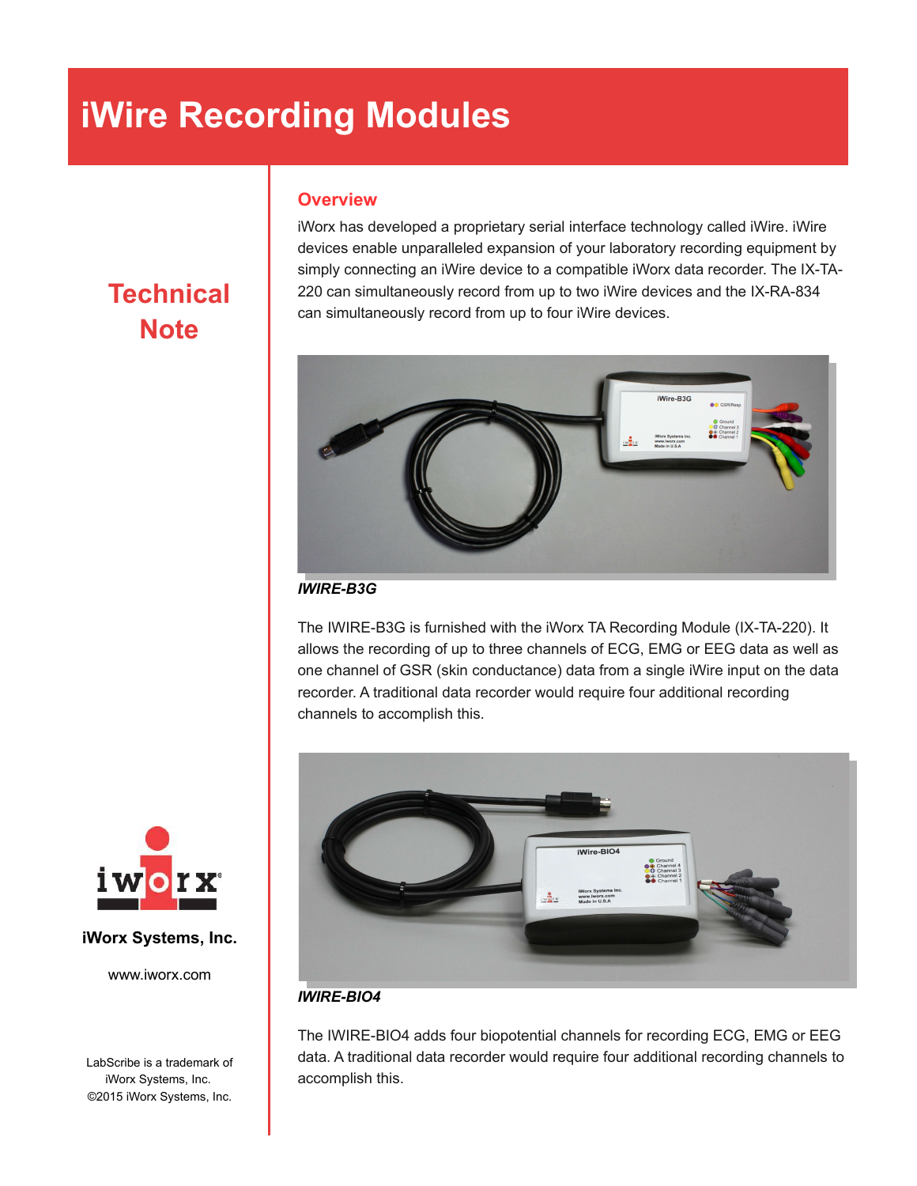# iWire Recording Modules

## Technical Note

## Overview

iWorx has developed a proprietary serial interface technology called iWire. iWire devices enable unparalleled expansion of your laboratory recording equipment by simply connecting an iWire device to a compatible iWorx data recorder. The IX-TA-220 can simultaneously record from up to two iWire devices and the IX-RA-834 can simultaneously record from up to four iWire devices.

***IWIRE-B3G***

The IWIRE-B3G is furnished with the iWorx TA Recording Module (IX-TA-220). It allows the recording of up to three channels of ECG, EMG or EEG data as well as one channel of GSR (skin conductance) data from a single iWire input on the data recorder. A traditional data recorder would require four additional recording channels to accomplish this.

***IWIRE-BIO4***

The IWIRE-BIO4 adds four biopotential channels for recording ECG, EMG or EEG data. A traditional data recorder would require four additional recording channels to accomplish this.

**iWorx Systems, Inc.**

www.iworx.com

LabScribe is a trademark of iWorx Systems, Inc.
©2015 iWorx Systems, Inc.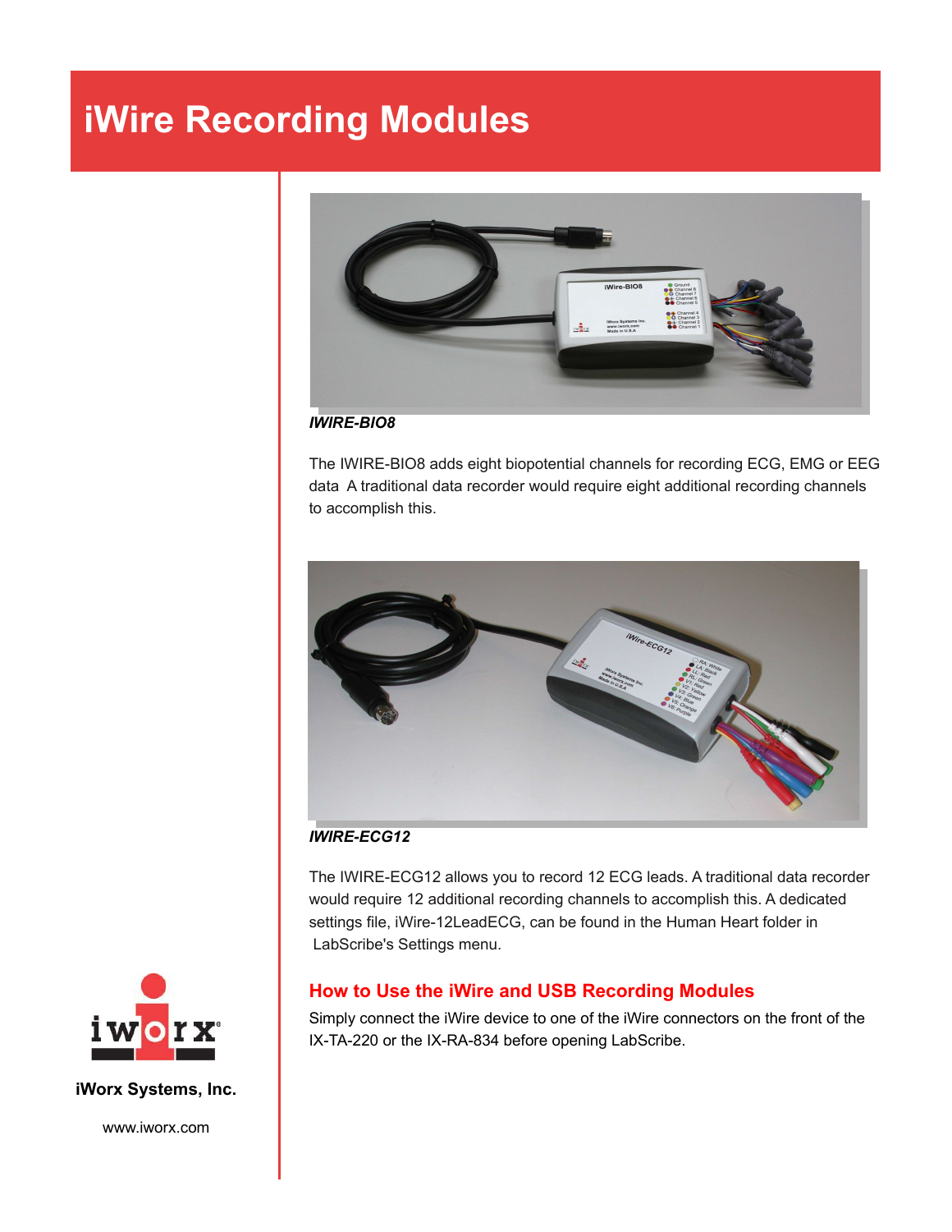# iWire Recording Modules

*IWIRE-BIO8*

The IWIRE-BIO8 adds eight biopotential channels for recording ECG, EMG or EEG data  A traditional data recorder would require eight additional recording channels to accomplish this.

*IWIRE-ECG12*

The IWIRE-ECG12 allows you to record 12 ECG leads. A traditional data recorder would require 12 additional recording channels to accomplish this. A dedicated settings file, iWire-12LeadECG, can be found in the Human Heart folder in LabScribe's Settings menu.

## How to Use the iWire and USB Recording Modules

Simply connect the iWire device to one of the iWire connectors on the front of the IX-TA-220 or the IX-RA-834 before opening LabScribe.

**iWorx Systems, Inc.**

www.iworx.com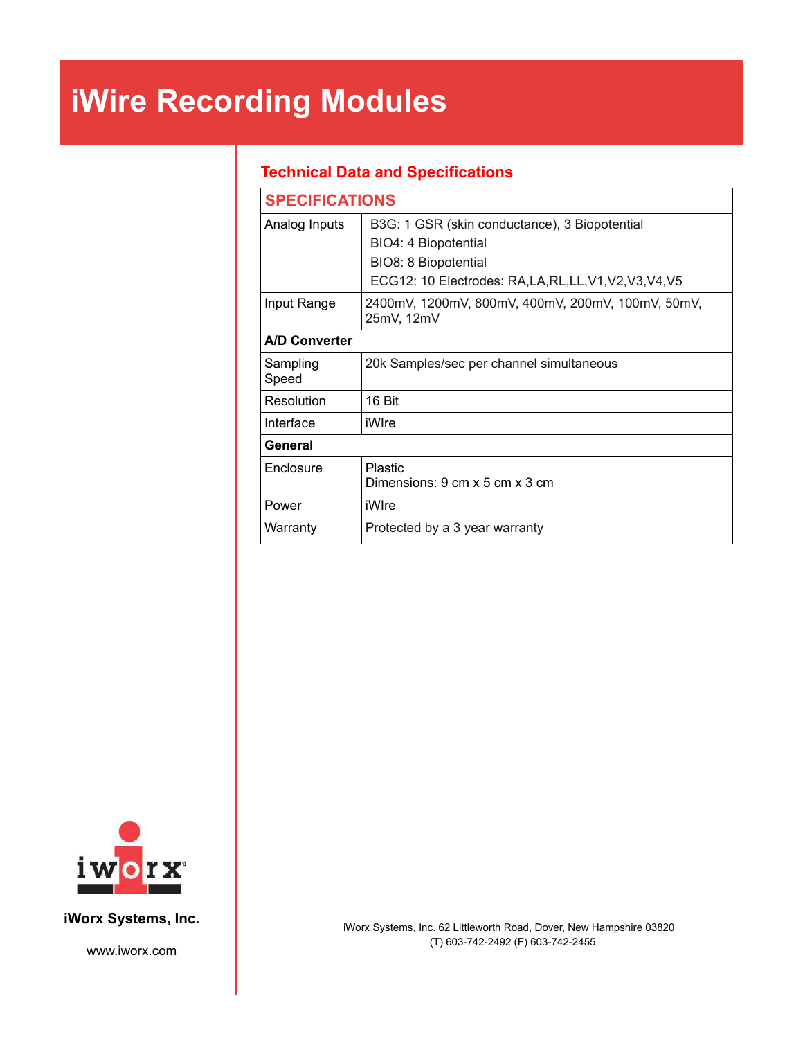# iWire Recording Modules

## Technical Data and Specifications

| SPECIFICATIONS | |
|---|---|
| Analog Inputs | B3G: 1 GSR (skin conductance), 3 Biopotential<br>BIO4: 4 Biopotential<br>BIO8: 8 Biopotential<br>ECG12: 10 Electrodes: RA,LA,RL,LL,V1,V2,V3,V4,V5 |
| Input Range | 2400mV, 1200mV, 800mV, 400mV, 200mV, 100mV, 50mV, 25mV, 12mV |
| **A/D Converter** | |
| Sampling Speed | 20k Samples/sec per channel simultaneous |
| Resolution | 16 Bit |
| Interface | iWIre |
| **General** | |
| Enclosure | Plastic<br>Dimensions: 9 cm x 5 cm x 3 cm |
| Power | iWIre |
| Warranty | Protected by a 3 year warranty |

iWorx Systems, Inc.

www.iworx.com

iWorx Systems, Inc. 62 Littleworth Road, Dover, New Hampshire 03820
(T) 603-742-2492 (F) 603-742-2455